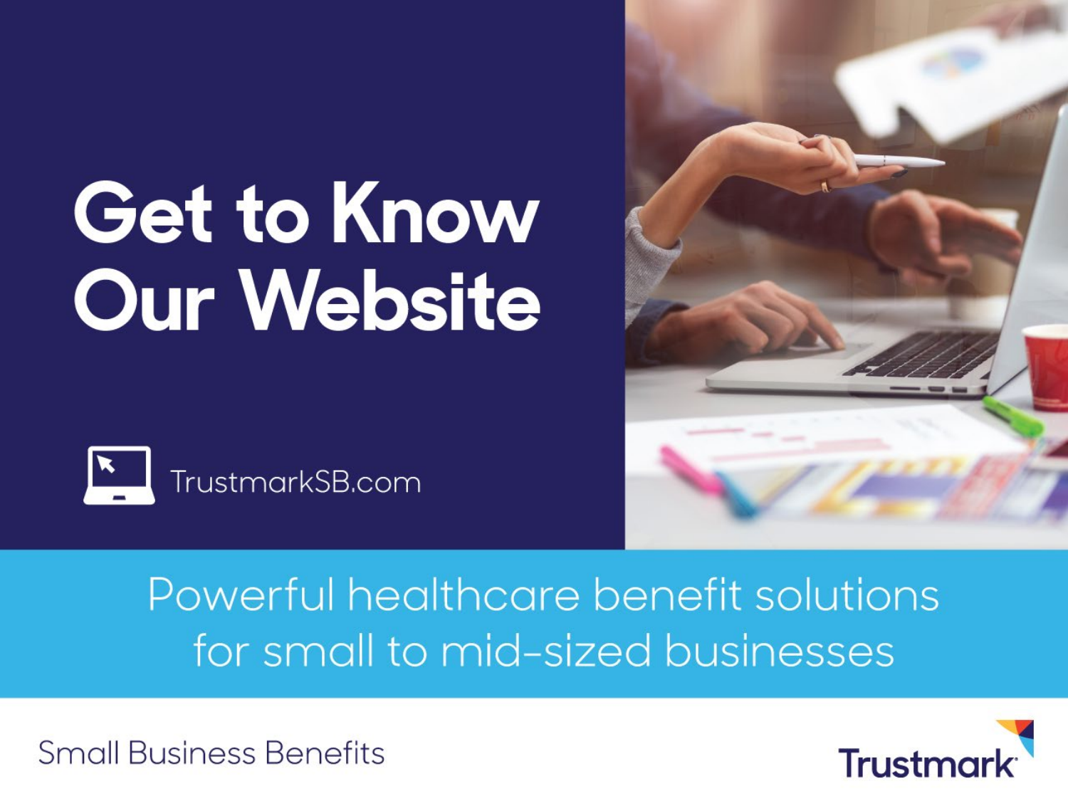# Get to Know Our Website

TrustmarkSB.com

Powerful healthcare benefit solutions for small to mid-sized businesses

Small Business Benefits

Trustmark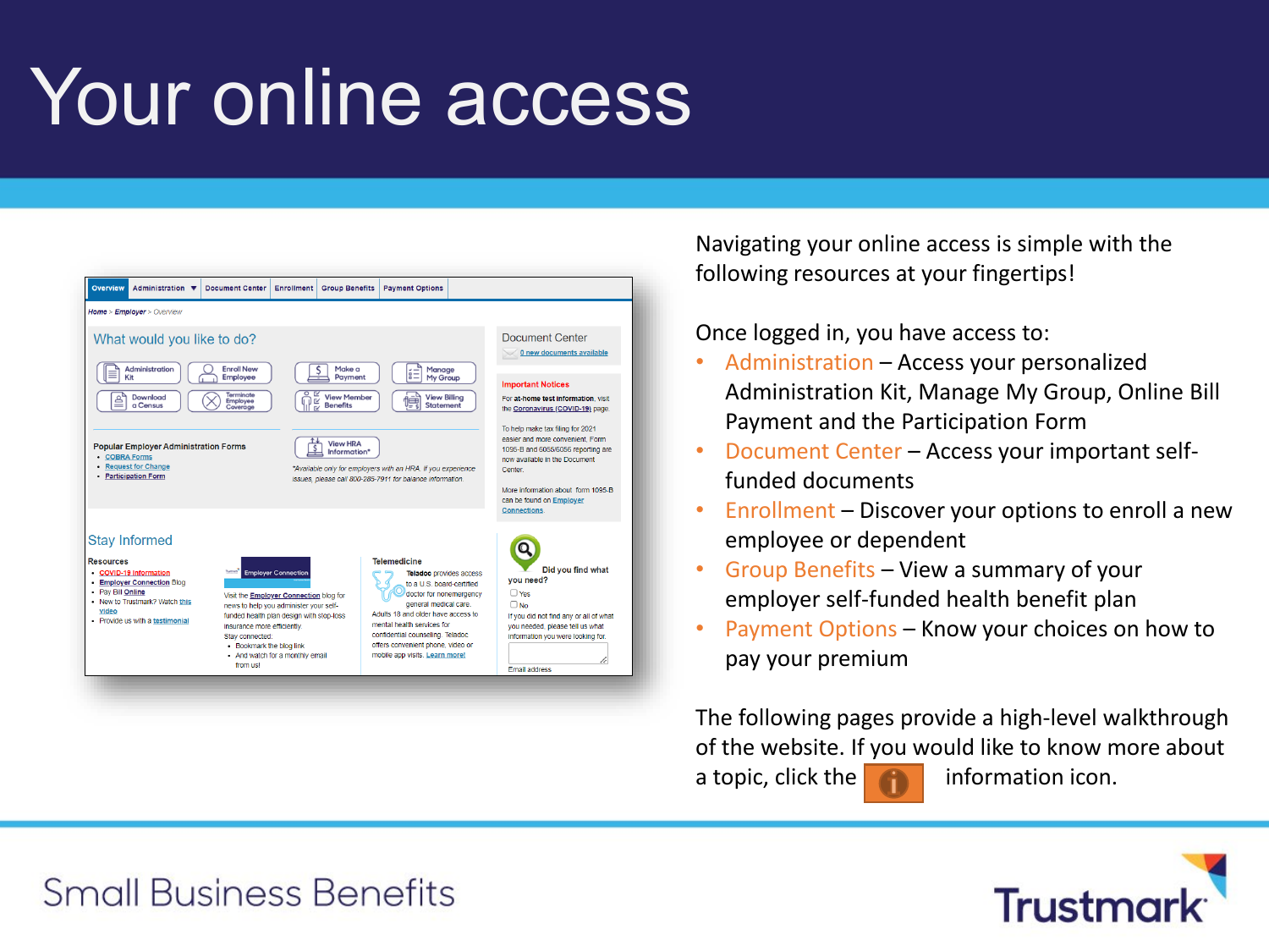# Your online access

Navigating your online access is simple with the following resources at your fingertips!

Once logged in, you have access to:

- Administration – Access your personalized Administration Kit, Manage My Group, Online Bill Payment and the Participation Form
- Document Center – Access your important self-funded documents
- Enrollment – Discover your options to enroll a new employee or dependent
- Group Benefits – View a summary of your employer self-funded health benefit plan
- Payment Options – Know your choices on how to pay your premium

The following pages provide a high-level walkthrough of the website. If you would like to know more about a topic, click the information icon.

Small Business Benefits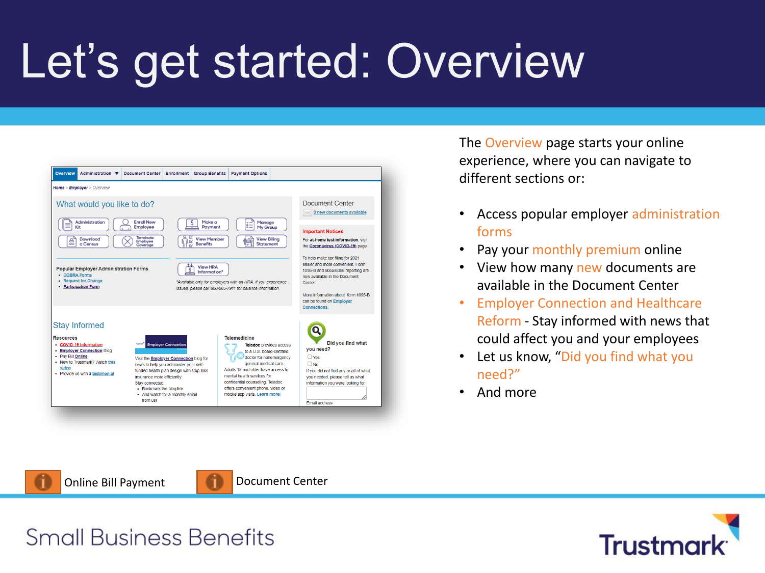# Let's get started: Overview

The Overview page starts your online experience, where you can navigate to different sections or:

- Access popular employer administration forms
- Pay your monthly premium online
- View how many new documents are available in the Document Center
- Employer Connection and Healthcare Reform - Stay informed with news that could affect you and your employees
- Let us know, "Did you find what you need?"
- And more

Online Bill Payment

Document Center

Small Business Benefits

Trustmark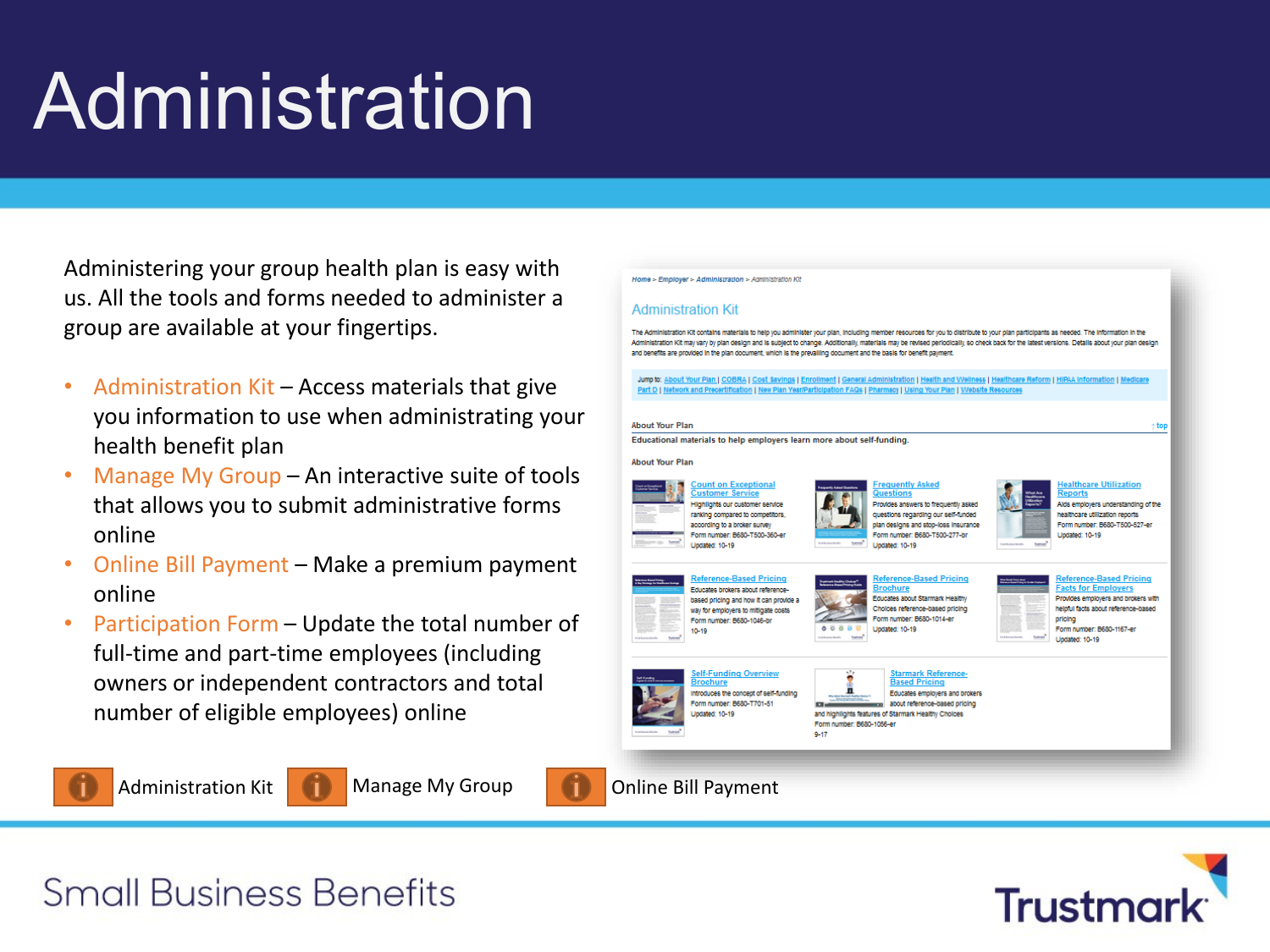# Administration

Administering your group health plan is easy with us. All the tools and forms needed to administer a group are available at your fingertips.

- Administration Kit – Access materials that give you information to use when administrating your health benefit plan
- Manage My Group – An interactive suite of tools that allows you to submit administrative forms online
- Online Bill Payment – Make a premium payment online
- Participation Form – Update the total number of full-time and part-time employees (including owners or independent contractors and total number of eligible employees) online

Administration Kit | Manage My Group | Online Bill Payment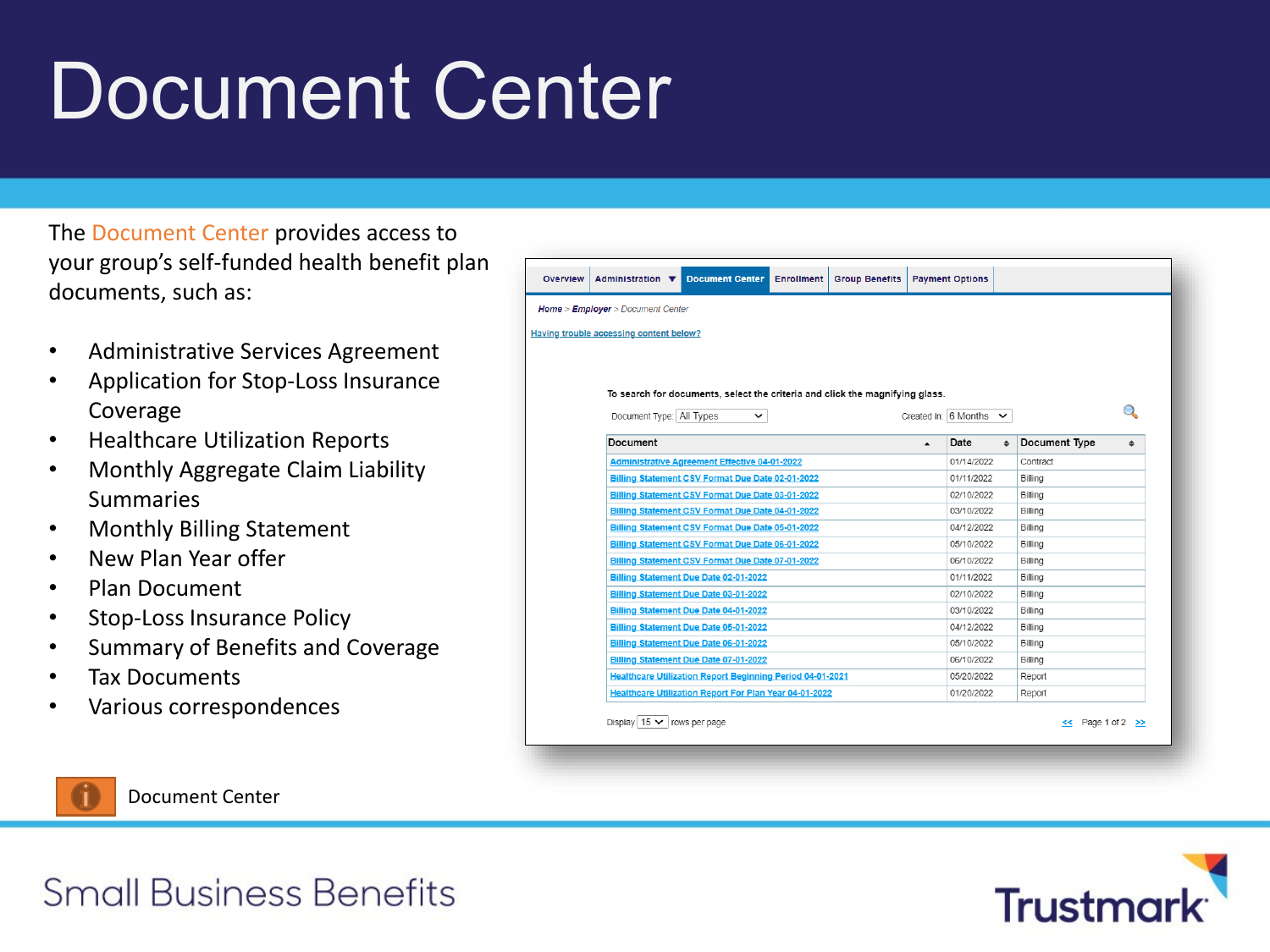# Document Center

The Document Center provides access to your group's self-funded health benefit plan documents, such as:

- Administrative Services Agreement
- Application for Stop-Loss Insurance Coverage
- Healthcare Utilization Reports
- Monthly Aggregate Claim Liability Summaries
- Monthly Billing Statement
- New Plan Year offer
- Plan Document
- Stop-Loss Insurance Policy
- Summary of Benefits and Coverage
- Tax Documents
- Various correspondences

Overview | Administration | Document Center | Enrollment | Group Benefits | Payment Options

Home > Employer > Document Center

Having trouble accessing content below?

To search for documents, select the criteria and click the magnifying glass.

Document Type: All Types    Created In: 6 Months

| Document | Date | Document Type |
|---|---|---|
| Administrative Agreement Effective 04-01-2022 | 01/14/2022 | Contract |
| Billing Statement CSV Format Due Date 02-01-2022 | 01/11/2022 | Billing |
| Billing Statement CSV Format Due Date 03-01-2022 | 02/10/2022 | Billing |
| Billing Statement CSV Format Due Date 04-01-2022 | 03/10/2022 | Billing |
| Billing Statement CSV Format Due Date 05-01-2022 | 04/12/2022 | Billing |
| Billing Statement CSV Format Due Date 06-01-2022 | 05/10/2022 | Billing |
| Billing Statement CSV Format Due Date 07-01-2022 | 06/10/2022 | Billing |
| Billing Statement Due Date 02-01-2022 | 01/11/2022 | Billing |
| Billing Statement Due Date 03-01-2022 | 02/10/2022 | Billing |
| Billing Statement Due Date 04-01-2022 | 03/10/2022 | Billing |
| Billing Statement Due Date 05-01-2022 | 04/12/2022 | Billing |
| Billing Statement Due Date 06-01-2022 | 05/10/2022 | Billing |
| Billing Statement Due Date 07-01-2022 | 06/10/2022 | Billing |
| Healthcare Utilization Report Beginning Period 04-01-2021 | 05/20/2022 | Report |
| Healthcare Utilization Report For Plan Year 04-01-2022 | 01/20/2022 | Report |

Display 15 rows per page    << Page 1 of 2 >>

Document Center

Small Business Benefits

Trustmark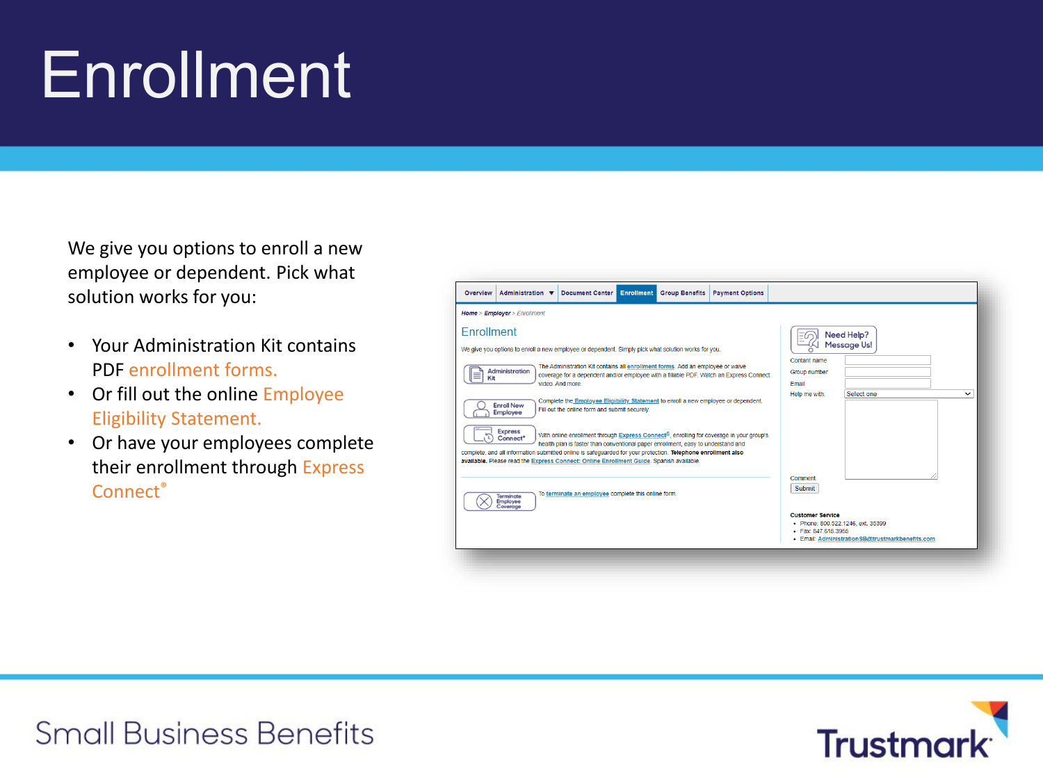# Enrollment

We give you options to enroll a new employee or dependent. Pick what solution works for you:

- Your Administration Kit contains PDF enrollment forms.
- Or fill out the online Employee Eligibility Statement.
- Or have your employees complete their enrollment through Express Connect®

Small Business Benefits

Trustmark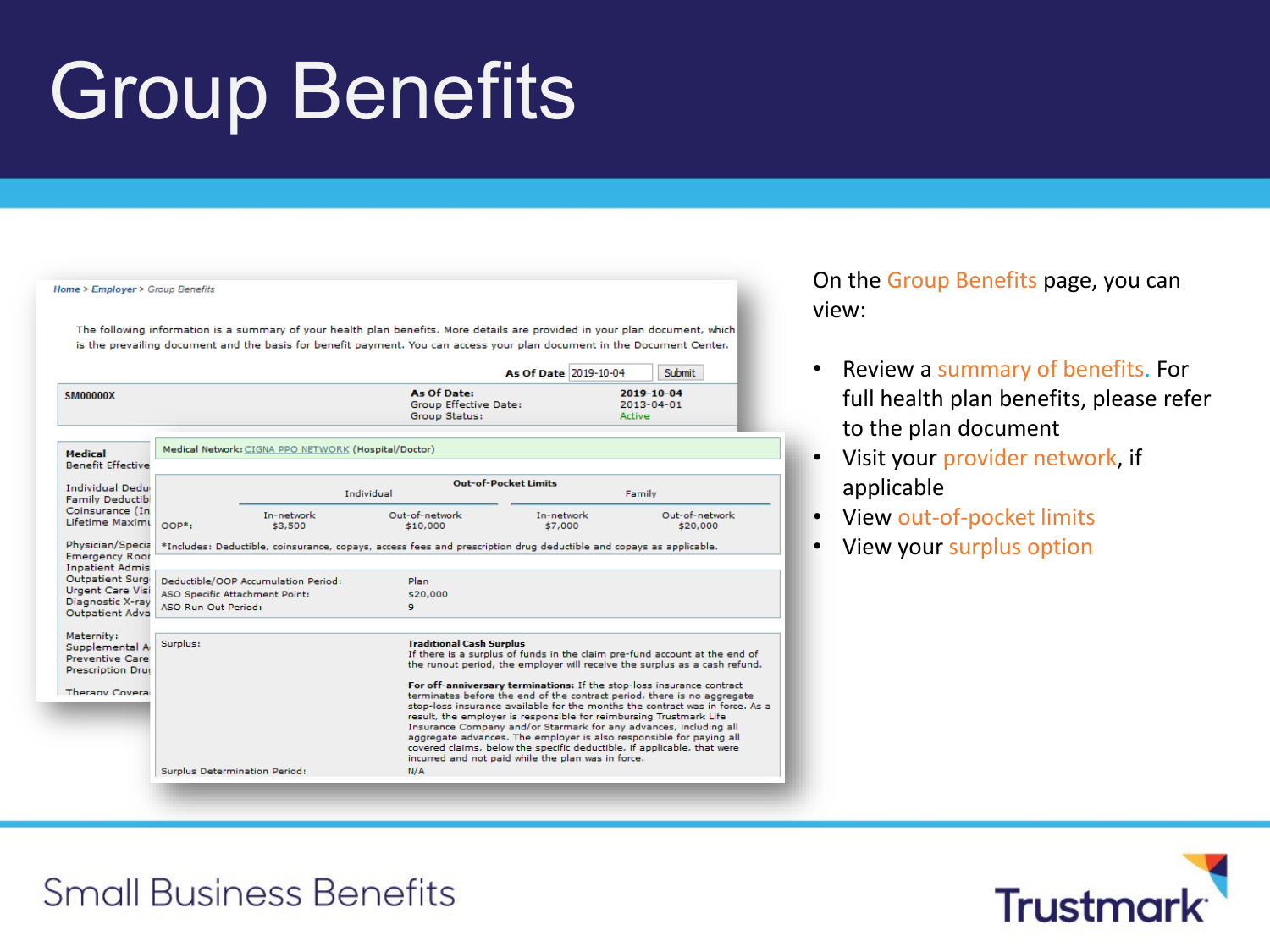# Group Benefits

Home > Employer > Group Benefits

The following information is a summary of your health plan benefits. More details are provided in your plan document, which is the prevailing document and the basis for benefit payment. You can access your plan document in the Document Center.

As Of Date 2019-10-04 Submit

SM00000X

As Of Date: 2019-10-04
Group Effective Date: 2013-04-01
Group Status: Active

Medical
Benefit Effective

Individual Dedu
Family Deductib
Coinsurance (In
Lifetime Maximu

Physician/Specia
Emergency Room
Inpatient Admis
Outpatient Surg
Urgent Care Visi
Diagnostic X-ray
Outpatient Adva

Maternity:
Supplemental A
Preventive Care
Prescription Dru

Therapy Covera

Medical Network: CIGNA PPO NETWORK (Hospital/Doctor)

| | Out-of-Pocket Limits | | | |
|---|---|---|---|---|
| | Individual | | Family | |
| | In-network | Out-of-network | In-network | Out-of-network |
| OOP*: | $3,500 | $10,000 | $7,000 | $20,000 |

*Includes: Deductible, coinsurance, copays, access fees and prescription drug deductible and copays as applicable.

| | |
|---|---|
| Deductible/OOP Accumulation Period: | Plan |
| ASO Specific Attachment Point: | $20,000 |
| ASO Run Out Period: | 9 |

Surplus: **Traditional Cash Surplus**
If there is a surplus of funds in the claim pre-fund account at the end of the runout period, the employer will receive the surplus as a cash refund.

**For off-anniversary terminations:** If the stop-loss insurance contract terminates before the end of the contract period, there is no aggregate stop-loss insurance available for the months the contract was in force. As a result, the employer is responsible for reimbursing Trustmark Life Insurance Company and/or Starmark for any advances, including all aggregate advances. The employer is also responsible for paying all covered claims, below the specific deductible, if applicable, that were incurred and not paid while the plan was in force.

Surplus Determination Period: N/A

On the Group Benefits page, you can view:

- Review a summary of benefits. For full health plan benefits, please refer to the plan document
- Visit your provider network, if applicable
- View out-of-pocket limits
- View your surplus option

Small Business Benefits

Trustmark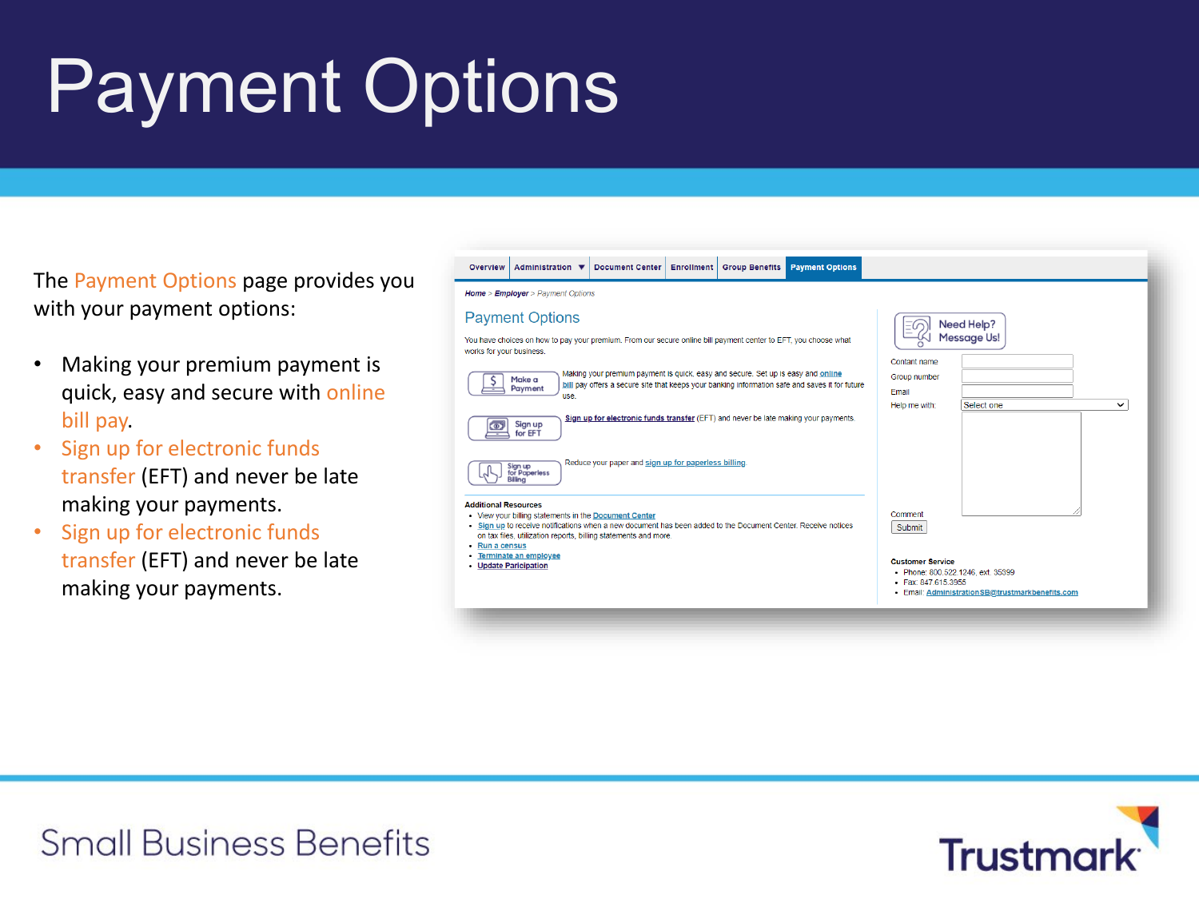# Payment Options

The Payment Options page provides you with your payment options:

- Making your premium payment is quick, easy and secure with online bill pay.
- Sign up for electronic funds transfer (EFT) and never be late making your payments.
- Sign up for electronic funds transfer (EFT) and never be late making your payments.

Overview | Administration | Document Center | Enrollment | Group Benefits | Payment Options

Home > Employer > Payment Options

## Payment Options

You have choices on how to pay your premium. From our secure online bill payment center to EFT, you choose what works for your business.

Make a Payment — Making your premium payment is quick, easy and secure. Set up is easy and online bill pay offers a secure site that keeps your banking information safe and saves it for future use.

Sign up for EFT — Sign up for electronic funds transfer (EFT) and never be late making your payments.

Sign up for Paperless Billing — Reduce your paper and sign up for paperless billing.

**Additional Resources**

- View your billing statements in the Document Center
- Sign up to receive notifications when a new document has been added to the Document Center. Receive notices on tax files, utilization reports, billing statements and more.
- Run a census
- Terminate an employee
- Update Participation

Need Help? Message Us!

Contant name

Group number

Email

Help me with: Select one

Comment

Submit

**Customer Service**

- Phone: 800.522.1246, ext. 35399
- Fax: 847.615.3955
- Email: AdministrationSB@trustmarkbenefits.com

Small Business Benefits

Trustmark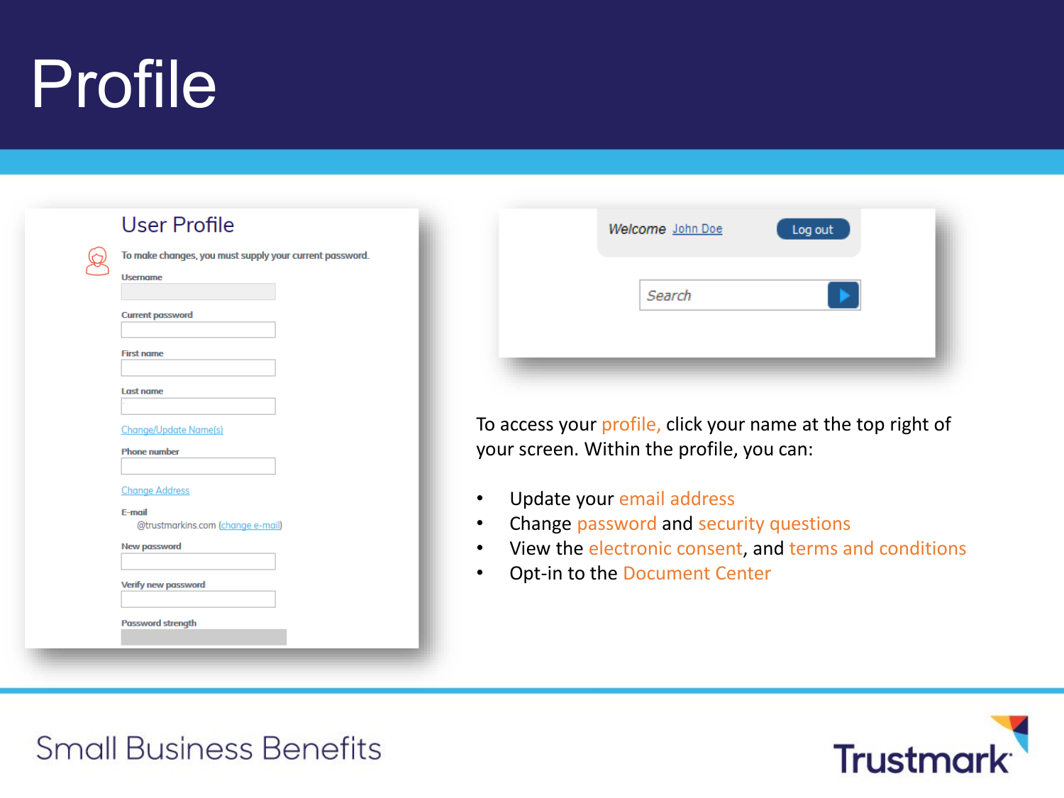# Profile

## User Profile

To make changes, you must supply your current password.

Username

Current password

First name

Last name

Change/Update Name(s)

Phone number

Change Address

E-mail

@trustmarkins.com (change e-mail)

New password

Verify new password

Password strength

Welcome John Doe    Log out

Search

To access your profile, click your name at the top right of your screen. Within the profile, you can:

- Update your email address
- Change password and security questions
- View the electronic consent, and terms and conditions
- Opt-in to the Document Center

Small Business Benefits

Trustmark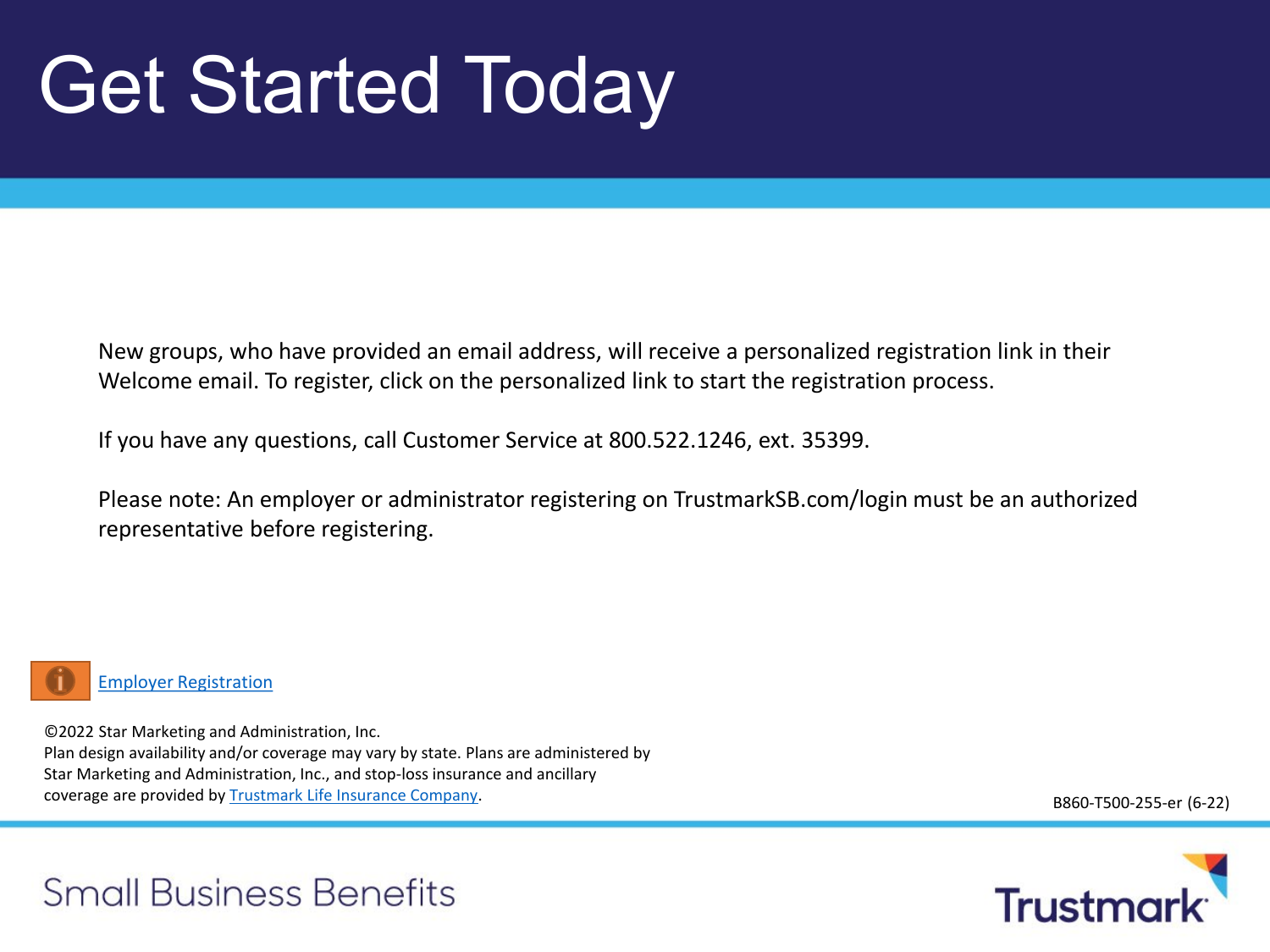# Get Started Today

New groups, who have provided an email address, will receive a personalized registration link in their Welcome email. To register, click on the personalized link to start the registration process.

If you have any questions, call Customer Service at 800.522.1246, ext. 35399.

Please note: An employer or administrator registering on TrustmarkSB.com/login must be an authorized representative before registering.

Employer Registration

©2022 Star Marketing and Administration, Inc.
Plan design availability and/or coverage may vary by state. Plans are administered by Star Marketing and Administration, Inc., and stop-loss insurance and ancillary coverage are provided by Trustmark Life Insurance Company.

B860-T500-255-er (6-22)

Small Business Benefits

Trustmark